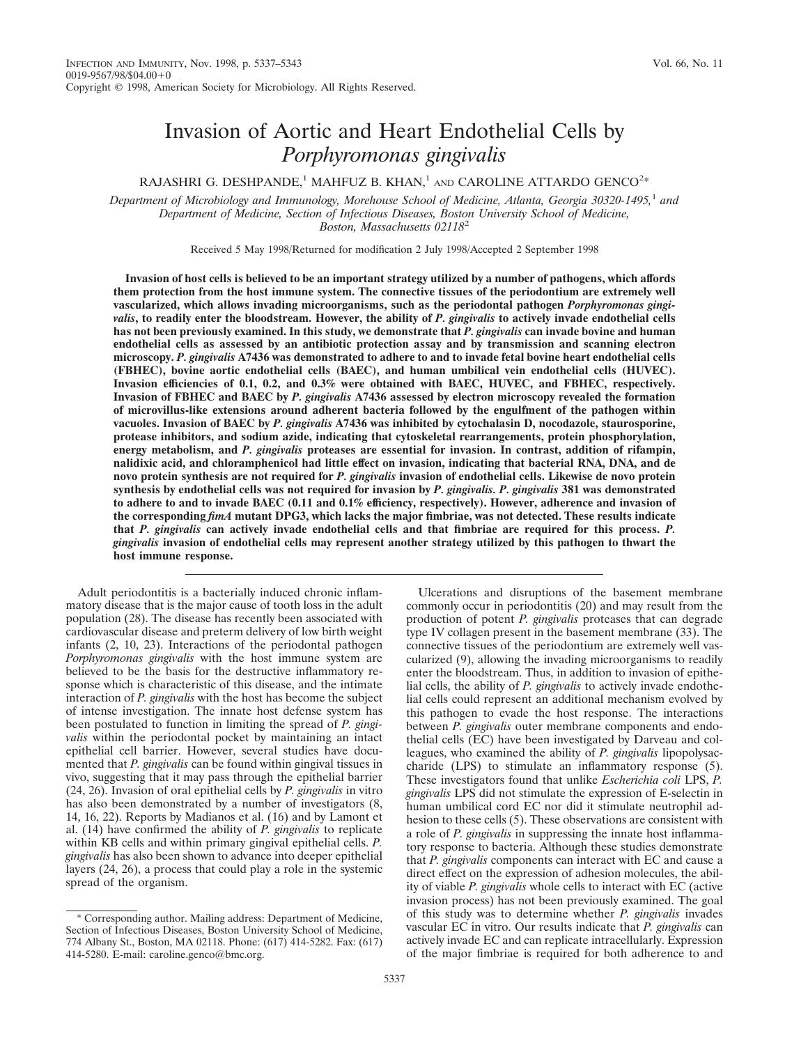# Invasion of Aortic and Heart Endothelial Cells by *Porphyromonas gingivalis*

RAJASHRI G. DESHPANDE,[1] MAHFUZ B. KHAN,[1] AND CAROLINE ATTARDO GENCO[2]*

*Department of Microbiology and Immunology, Morehouse School of Medicine, Atlanta, Georgia 30320-1495,[1] and Department of Medicine, Section of Infectious Diseases, Boston University School of Medicine, Boston, Massachusetts 02118[2]*

Received 5 May 1998/Returned for modification 2 July 1998/Accepted 2 September 1998

**Invasion of host cells is believed to be an important strategy utilized by a number of pathogens, which affords them protection from the host immune system. The connective tissues of the periodontium are extremely well vascularized, which allows invading microorganisms, such as the periodontal pathogen *Porphyromonas gingivalis*, to readily enter the bloodstream. However, the ability of *P. gingivalis* to actively invade endothelial cells has not been previously examined. In this study, we demonstrate that *P. gingivalis* can invade bovine and human endothelial cells as assessed by an antibiotic protection assay and by transmission and scanning electron microscopy. *P. gingivalis* A7436 was demonstrated to adhere to and to invade fetal bovine heart endothelial cells (FBHEC), bovine aortic endothelial cells (BAEC), and human umbilical vein endothelial cells (HUVEC). Invasion efficiencies of 0.1, 0.2, and 0.3% were obtained with BAEC, HUVEC, and FBHEC, respectively. Invasion of FBHEC and BAEC by *P. gingivalis* A7436 assessed by electron microscopy revealed the formation of microvillus-like extensions around adherent bacteria followed by the engulfment of the pathogen within vacuoles. Invasion of BAEC by *P. gingivalis* A7436 was inhibited by cytochalasin D, nocodazole, staurosporine, protease inhibitors, and sodium azide, indicating that cytoskeletal rearrangements, protein phosphorylation, energy metabolism, and *P. gingivalis* proteases are essential for invasion. In contrast, addition of rifampin, nalidixic acid, and chloramphenicol had little effect on invasion, indicating that bacterial RNA, DNA, and de novo protein synthesis are not required for *P. gingivalis* invasion of endothelial cells. Likewise de novo protein synthesis by endothelial cells was not required for invasion by *P. gingivalis*. *P. gingivalis* 381 was demonstrated to adhere to and to invade BAEC (0.11 and 0.1% efficiency, respectively). However, adherence and invasion of the corresponding *fimA* mutant DPG3, which lacks the major fimbriae, was not detected. These results indicate that *P. gingivalis* can actively invade endothelial cells and that fimbriae are required for this process. *P. gingivalis* invasion of endothelial cells may represent another strategy utilized by this pathogen to thwart the host immune response.**

Adult periodontitis is a bacterially induced chronic inflammatory disease that is the major cause of tooth loss in the adult population (28). The disease has recently been associated with cardiovascular disease and preterm delivery of low birth weight infants (2, 10, 23). Interactions of the periodontal pathogen *Porphyromonas gingivalis* with the host immune system are believed to be the basis for the destructive inflammatory response which is characteristic of this disease, and the intimate interaction of *P. gingivalis* with the host has become the subject of intense investigation. The innate host defense system has been postulated to function in limiting the spread of *P. gingivalis* within the periodontal pocket by maintaining an intact epithelial cell barrier. However, several studies have documented that *P. gingivalis* can be found within gingival tissues in vivo, suggesting that it may pass through the epithelial barrier (24, 26). Invasion of oral epithelial cells by *P. gingivalis* in vitro has also been demonstrated by a number of investigators (8, 14, 16, 22). Reports by Madianos et al. (16) and by Lamont et al. (14) have confirmed the ability of *P. gingivalis* to replicate within KB cells and within primary gingival epithelial cells. *P. gingivalis* has also been shown to advance into deeper epithelial layers (24, 26), a process that could play a role in the systemic spread of the organism.

Ulcerations and disruptions of the basement membrane commonly occur in periodontitis (20) and may result from the production of potent *P. gingivalis* proteases that can degrade type IV collagen present in the basement membrane (33). The connective tissues of the periodontium are extremely well vascularized (9), allowing the invading microorganisms to readily enter the bloodstream. Thus, in addition to invasion of epithelial cells, the ability of *P. gingivalis* to actively invade endothelial cells could represent an additional mechanism evolved by this pathogen to evade the host response. The interactions between *P. gingivalis* outer membrane components and endothelial cells (EC) have been investigated by Darveau and colleagues, who examined the ability of *P. gingivalis* lipopolysaccharide (LPS) to stimulate an inflammatory response (5). These investigators found that unlike *Escherichia coli* LPS, *P. gingivalis* LPS did not stimulate the expression of E-selectin in human umbilical cord EC nor did it stimulate neutrophil adhesion to these cells (5). These observations are consistent with a role of *P. gingivalis* in suppressing the innate host inflammatory response to bacteria. Although these studies demonstrate that *P. gingivalis* components can interact with EC and cause a direct effect on the expression of adhesion molecules, the ability of viable *P. gingivalis* whole cells to interact with EC (active invasion process) has not been previously examined. The goal of this study was to determine whether *P. gingivalis* invades vascular EC in vitro. Our results indicate that *P. gingivalis* can actively invade EC and can replicate intracellularly. Expression of the major fimbriae is required for both adherence to and

\* Corresponding author. Mailing address: Department of Medicine, Section of Infectious Diseases, Boston University School of Medicine, 774 Albany St., Boston, MA 02118. Phone: (617) 414-5282. Fax: (617) 414-5280. E-mail: caroline.genco@bmc.org.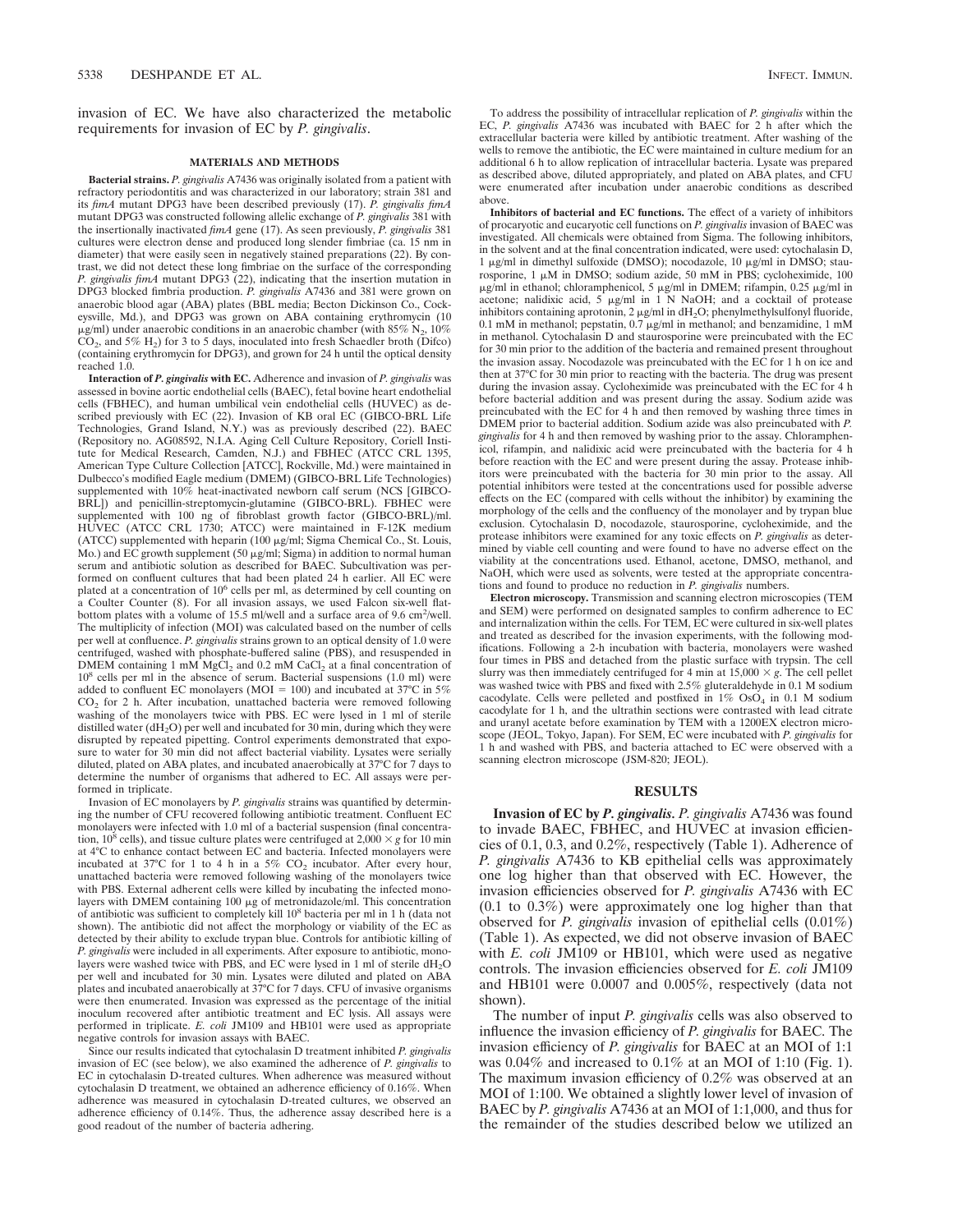invasion of EC. We have also characterized the metabolic requirements for invasion of EC by *P. gingivalis*.

## MATERIALS AND METHODS

**Bacterial strains.** *P. gingivalis* A7436 was originally isolated from a patient with refractory periodontitis and was characterized in our laboratory; strain 381 and its *fimA* mutant DPG3 have been described previously (17). *P. gingivalis fimA* mutant DPG3 was constructed following allelic exchange of *P. gingivalis* 381 with the insertionally inactivated *fimA* gene (17). As seen previously, *P. gingivalis* 381 cultures were electron dense and produced long slender fimbriae (ca. 15 nm in diameter) that were easily seen in negatively stained preparations (22). By contrast, we did not detect these long fimbriae on the surface of the corresponding *P. gingivalis fimA* mutant DPG3 (22), indicating that the insertion mutation in DPG3 blocked fimbria production. *P. gingivalis* A7436 and 381 were grown on anaerobic blood agar (ABA) plates (BBL media; Becton Dickinson Co., Cockeysville, Md.), and DPG3 was grown on ABA containing erythromycin (10 μg/ml) under anaerobic conditions in an anaerobic chamber (with 85% $N_2$, 10% $CO_2$, and 5% $H_2$) for 3 to 5 days, inoculated into fresh Schaedler broth (Difco) (containing erythromycin for DPG3), and grown for 24 h until the optical density reached 1.0.

**Interaction of *P. gingivalis* with EC.** Adherence and invasion of *P. gingivalis* was assessed in bovine aortic endothelial cells (BAEC), fetal bovine heart endothelial cells (FBHEC), and human umbilical vein endothelial cells (HUVEC) as described previously with EC (22). Invasion of KB oral EC (GIBCO-BRL Life Technologies, Grand Island, N.Y.) was as previously described (22). BAEC (Repository no. AG08592, N.I.A. Aging Cell Culture Repository, Coriell Institute for Medical Research, Camden, N.J.) and FBHEC (ATCC CRL 1395, American Type Culture Collection [ATCC], Rockville, Md.) were maintained in Dulbecco's modified Eagle medium (DMEM) (GIBCO-BRL Life Technologies) supplemented with 10% heat-inactivated newborn calf serum (NCS [GIBCO-BRL]) and penicillin-streptomycin-glutamine (GIBCO-BRL). FBHEC were supplemented with 100 ng of fibroblast growth factor (GIBCO-BRL)/ml. HUVEC (ATCC CRL 1730; ATCC) were maintained in F-12K medium (ATCC) supplemented with heparin (100 μg/ml; Sigma Chemical Co., St. Louis, Mo.) and EC growth supplement (50 μg/ml; Sigma) in addition to normal human serum and antibiotic solution as described for BAEC. Subcultivation was performed on confluent cultures that had been plated 24 h earlier. All EC were plated at a concentration of $10^6$ cells per ml, as determined by cell counting on a Coulter Counter (8). For all invasion assays, we used Falcon six-well flat-bottom plates with a volume of 15.5 ml/well and a surface area of 9.6 $cm^2$/well. The multiplicity of infection (MOI) was calculated based on the number of cells per well at confluence. *P. gingivalis* strains grown to an optical density of 1.0 were centrifuged, washed with phosphate-buffered saline (PBS), and resuspended in DMEM containing 1 mM $MgCl_2$ and 0.2 mM $CaCl_2$ at a final concentration of $10^8$ cells per ml in the absence of serum. Bacterial suspensions (1.0 ml) were added to confluent EC monolayers (MOI = 100) and incubated at 37°C in 5% $CO_2$ for 2 h. After incubation, unattached bacteria were removed following washing of the monolayers twice with PBS. EC were lysed in 1 ml of sterile distilled water ($dH_2O$) per well and incubated for 30 min, during which they were disrupted by repeated pipetting. Control experiments demonstrated that exposure to water for 30 min did not affect bacterial viability. Lysates were serially diluted, plated on ABA plates, and incubated anaerobically at 37°C for 7 days to determine the number of organisms that adhered to EC. All assays were performed in triplicate.

Invasion of EC monolayers by *P. gingivalis* strains was quantified by determining the number of CFU recovered following antibiotic treatment. Confluent EC monolayers were infected with 1.0 ml of a bacterial suspension (final concentration, $10^8$ cells), and tissue culture plates were centrifuged at 2,000 × *g* for 10 min at 4°C to enhance contact between EC and bacteria. Infected monolayers were incubated at 37°C for 1 to 4 h in a 5% $CO_2$ incubator. After every hour, unattached bacteria were removed following washing of the monolayers twice with PBS. External adherent cells were killed by incubating the infected monolayers with DMEM containing 100 μg of metronidazole/ml. This concentration of antibiotic was sufficient to completely kill $10^8$ bacteria per ml in 1 h (data not shown). The antibiotic did not affect the morphology or viability of the EC as detected by their ability to exclude trypan blue. Controls for antibiotic killing of *P. gingivalis* were included in all experiments. After exposure to antibiotic, monolayers were washed twice with PBS, and EC were lysed in 1 ml of sterile $dH_2O$ per well and incubated for 30 min. Lysates were diluted and plated on ABA plates and incubated anaerobically at 37°C for 7 days. CFU of invasive organisms were then enumerated. Invasion was expressed as the percentage of the initial inoculum recovered after antibiotic treatment and EC lysis. All assays were performed in triplicate. *E. coli* JM109 and HB101 were used as appropriate negative controls for invasion assays with BAEC.

Since our results indicated that cytochalasin D treatment inhibited *P. gingivalis* invasion of EC (see below), we also examined the adherence of *P. gingivalis* to EC in cytochalasin D-treated cultures. When adherence was measured without cytochalasin D treatment, we obtained an adherence efficiency of 0.16%. When adherence was measured in cytochalasin D-treated cultures, we observed an adherence efficiency of 0.14%. Thus, the adherence assay described here is a good readout of the number of bacteria adhering.

To address the possibility of intracellular replication of *P. gingivalis* within the EC, *P. gingivalis* A7436 was incubated with BAEC for 2 h after which the extracellular bacteria were killed by antibiotic treatment. After washing of the wells to remove the antibiotic, the EC were maintained in culture medium for an additional 6 h to allow replication of intracellular bacteria. Lysate was prepared as described above, diluted appropriately, and plated on ABA plates, and CFU were enumerated after incubation under anaerobic conditions as described above.

**Inhibitors of bacterial and EC functions.** The effect of a variety of inhibitors of procaryotic and eucaryotic cell functions on *P. gingivalis* invasion of BAEC was investigated. All chemicals were obtained from Sigma. The following inhibitors, in the solvent and at the final concentration indicated, were used: cytochalasin D, 1 μg/ml in dimethyl sulfoxide (DMSO); nocodazole, 10 μg/ml in DMSO; staurosporine, 1 μM in DMSO; sodium azide, 50 mM in PBS; cycloheximide, 100 μg/ml in ethanol; chloramphenicol, 5 μg/ml in DMEM; rifampin, 0.25 μg/ml in acetone; nalidixic acid, 5 μg/ml in 1 N NaOH; and a cocktail of protease inhibitors containing aprotonin, 2 μg/ml in $dH_2O$; phenylmethylsulfonyl fluoride, 0.1 mM in methanol; pepstatin, 0.7 μg/ml in methanol; and benzamidine, 1 mM in methanol. Cytochalasin D and staurosporine were preincubated with the EC for 30 min prior to the addition of the bacteria and remained present throughout the invasion assay. Nocodazole was preincubated with the EC for 1 h on ice and then at 37°C for 30 min prior to reacting with the bacteria. The drug was present during the invasion assay. Cycloheximide was preincubated with the EC for 4 h before bacterial addition and was present during the assay. Sodium azide was preincubated with the EC for 4 h and then removed by washing three times in DMEM prior to bacterial addition. Sodium azide was also preincubated with *P. gingivalis* for 4 h and then removed by washing prior to the assay. Chloramphenicol, rifampin, and nalidixic acid were preincubated with the bacteria for 4 h before reaction with the EC and were present during the assay. Protease inhibitors were preincubated with the bacteria for 30 min prior to the assay. All potential inhibitors were tested at the concentrations used for possible adverse effects on the EC (compared with cells without the inhibitor) by examining the morphology of the cells and the confluency of the monolayer and by trypan blue exclusion. Cytochalasin D, nocodazole, staurosporine, cycloheximide, and the protease inhibitors were examined for any toxic effects on *P. gingivalis* as determined by viable cell counting and were found to have no adverse effect on the viability at the concentrations used. Ethanol, acetone, DMSO, methanol, and NaOH, which were used as solvents, were tested at the appropriate concentrations and found to produce no reduction in *P. gingivalis* numbers.

**Electron microscopy.** Transmission and scanning electron microscopies (TEM and SEM) were performed on designated samples to confirm adherence to EC and internalization within the cells. For TEM, EC were cultured in six-well plates and treated as described for the invasion experiments, with the following modifications. Following a 2-h incubation with bacteria, monolayers were washed four times in PBS and detached from the plastic surface with trypsin. The cell slurry was then immediately centrifuged for 4 min at 15,000 × *g*. The cell pellet was washed twice with PBS and fixed with 2.5% gluteraldehyde in 0.1 M sodium cacodylate. Cells were pelleted and postfixed in 1% $OsO_4$ in 0.1 M sodium cacodylate for 1 h, and the ultrathin sections were contrasted with lead citrate and uranyl acetate before examination by TEM with a 1200EX electron microscope (JEOL, Tokyo, Japan). For SEM, EC were incubated with *P. gingivalis* for 1 h and washed with PBS, and bacteria attached to EC were observed with a scanning electron microscope (JSM-820; JEOL).

## RESULTS

**Invasion of EC by *P. gingivalis*.** *P. gingivalis* A7436 was found to invade BAEC, FBHEC, and HUVEC at invasion efficiencies of 0.1, 0.3, and 0.2%, respectively (Table 1). Adherence of *P. gingivalis* A7436 to KB epithelial cells was approximately one log higher than that observed with EC. However, the invasion efficiencies observed for *P. gingivalis* A7436 with EC (0.1 to 0.3%) were approximately one log higher than that observed for *P. gingivalis* invasion of epithelial cells (0.01%) (Table 1). As expected, we did not observe invasion of BAEC with *E. coli* JM109 or HB101, which were used as negative controls. The invasion efficiencies observed for *E. coli* JM109 and HB101 were 0.0007 and 0.005%, respectively (data not shown).

The number of input *P. gingivalis* cells was also observed to influence the invasion efficiency of *P. gingivalis* for BAEC. The invasion efficiency of *P. gingivalis* for BAEC at an MOI of 1:1 was 0.04% and increased to 0.1% at an MOI of 1:10 (Fig. 1). The maximum invasion efficiency of 0.2% was observed at an MOI of 1:100. We obtained a slightly lower level of invasion of BAEC by *P. gingivalis* A7436 at an MOI of 1:1,000, and thus for the remainder of the studies described below we utilized an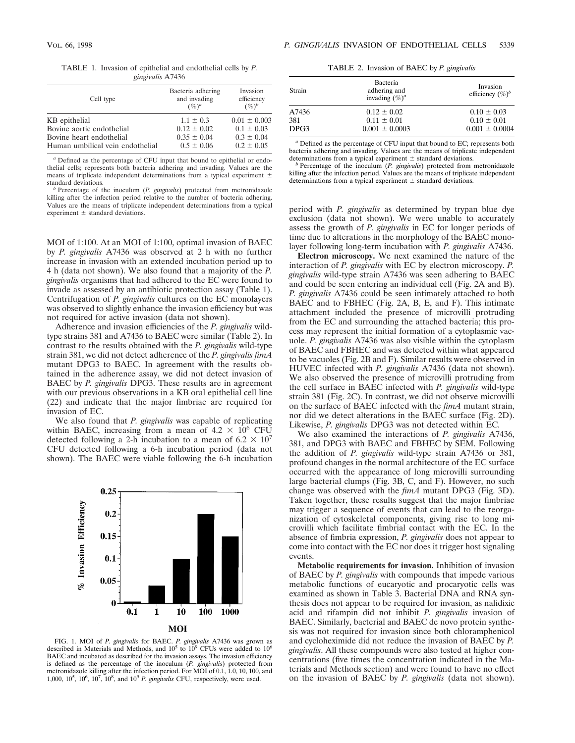TABLE 1. Invasion of epithelial and endothelial cells by *P. gingivalis* A7436

| Cell type | Bacteria adhering and invading (%)[a] | Invasion efficiency (%)[b] |
|---|---|---|
| KB epithelial | 1.1 ± 0.3 | 0.01 ± 0.003 |
| Bovine aortic endothelial | 0.12 ± 0.02 | 0.1 ± 0.03 |
| Bovine heart endothelial | 0.35 ± 0.04 | 0.3 ± 0.04 |
| Human umbilical vein endothelial | 0.5 ± 0.06 | 0.2 ± 0.05 |

[a] Defined as the percentage of CFU input that bound to epithelial or endothelial cells; represents both bacteria adhering and invading. Values are the means of triplicate independent determinations from a typical experiment ± standard deviations.

[b] Percentage of the inoculum (*P. gingivalis*) protected from metronidazole killing after the infection period relative to the number of bacteria adhering. Values are the means of triplicate independent determinations from a typical experiment ± standard deviations.

MOI of 1:100. At an MOI of 1:100, optimal invasion of BAEC by *P. gingivalis* A7436 was observed at 2 h with no further increase in invasion with an extended incubation period up to 4 h (data not shown). We also found that a majority of the *P. gingivalis* organisms that had adhered to the EC were found to invade as assessed by an antibiotic protection assay (Table 1). Centrifugation of *P. gingivalis* cultures on the EC monolayers was observed to slightly enhance the invasion efficiency but was not required for active invasion (data not shown).

Adherence and invasion efficiencies of the *P. gingivalis* wild-type strains 381 and A7436 to BAEC were similar (Table 2). In contrast to the results obtained with the *P. gingivalis* wild-type strain 381, we did not detect adherence of the *P. gingivalis fimA* mutant DPG3 to BAEC. In agreement with the results obtained in the adherence assay, we did not detect invasion of BAEC by *P. gingivalis* DPG3. These results are in agreement with our previous observations in a KB oral epithelial cell line (22) and indicate that the major fimbriae are required for invasion of EC.

We also found that *P. gingivalis* was capable of replicating within BAEC, increasing from a mean of $4.2 \times 10^6$ CFU detected following a 2-h incubation to a mean of $6.2 \times 10^7$ CFU detected following a 6-h incubation period (data not shown). The BAEC were viable following the 6-h incubation

FIG. 1. MOI of *P. gingivalis* for BAEC. *P. gingivalis* A7436 was grown as described in Materials and Methods, and $10^5$ to $10^9$ CFUs were added to $10^6$ BAEC and incubated as described for the invasion assays. The invasion efficiency is defined as the percentage of the inoculum (*P. gingivalis*) protected from metronidazole killing after the infection period. For MOI of 0.1, 1.0, 10, 100, and 1,000, $10^5$, $10^6$, $10^7$, $10^8$, and $10^9$ *P. gingivalis* CFU, respectively, were used.

TABLE 2. Invasion of BAEC by *P. gingivalis*

| Strain | Bacteria adhering and invading (%)[a] | Invasion efficiency (%)[b] |
|---|---|---|
| A7436 | 0.12 ± 0.02 | 0.10 ± 0.03 |
| 381 | 0.11 ± 0.01 | 0.10 ± 0.01 |
| DPG3 | 0.001 ± 0.0003 | 0.001 ± 0.0004 |

[a] Defined as the percentage of CFU input that bound to EC; represents both bacteria adhering and invading. Values are the means of triplicate independent determinations from a typical experiment ± standard deviations.

[b] Percentage of the inoculum (*P. gingivalis*) protected from metronidazole killing after the infection period. Values are the means of triplicate independent determinations from a typical experiment ± standard deviations.

period with *P. gingivalis* as determined by trypan blue dye exclusion (data not shown). We were unable to accurately assess the growth of *P. gingivalis* in EC for longer periods of time due to alterations in the morphology of the BAEC monolayer following long-term incubation with *P. gingivalis* A7436.

**Electron microscopy.** We next examined the nature of the interaction of *P. gingivalis* with EC by electron microscopy. *P. gingivalis* wild-type strain A7436 was seen adhering to BAEC and could be seen entering an individual cell (Fig. 2A and B). *P. gingivalis* A7436 could be seen intimately attached to both BAEC and to FBHEC (Fig. 2A, B, E, and F). This intimate attachment included the presence of microvilli protruding from the EC and surrounding the attached bacteria; this process may represent the initial formation of a cytoplasmic vacuole. *P. gingivalis* A7436 was also visible within the cytoplasm of BAEC and FBHEC and was detected within what appeared to be vacuoles (Fig. 2B and F). Similar results were observed in HUVEC infected with *P. gingivalis* A7436 (data not shown). We also observed the presence of microvilli protruding from the cell surface in BAEC infected with *P. gingivalis* wild-type strain 381 (Fig. 2C). In contrast, we did not observe microvilli on the surface of BAEC infected with the *fimA* mutant strain, nor did we detect alterations in the BAEC surface (Fig. 2D). Likewise, *P. gingivalis* DPG3 was not detected within EC.

We also examined the interactions of *P. gingivalis* A7436, 381, and DPG3 with BAEC and FBHEC by SEM. Following the addition of *P. gingivalis* wild-type strain A7436 or 381, profound changes in the normal architecture of the EC surface occurred with the appearance of long microvilli surrounding large bacterial clumps (Fig. 3B, C, and F). However, no such change was observed with the *fimA* mutant DPG3 (Fig. 3D). Taken together, these results suggest that the major fimbriae may trigger a sequence of events that can lead to the reorganization of cytoskeletal components, giving rise to long microvilli which facilitate fimbrial contact with the EC. In the absence of fimbria expression, *P. gingivalis* does not appear to come into contact with the EC nor does it trigger host signaling events.

**Metabolic requirements for invasion.** Inhibition of invasion of BAEC by *P. gingivalis* with compounds that impede various metabolic functions of eucaryotic and procaryotic cells was examined as shown in Table 3. Bacterial DNA and RNA synthesis does not appear to be required for invasion, as nalidixic acid and rifampin did not inhibit *P. gingivalis* invasion of BAEC. Similarly, bacterial and BAEC de novo protein synthesis was not required for invasion since both chloramphenicol and cycloheximide did not reduce the invasion of BAEC by *P. gingivalis*. All these compounds were also tested at higher concentrations (five times the concentration indicated in the Materials and Methods section) and were found to have no effect on the invasion of BAEC by *P. gingivalis* (data not shown).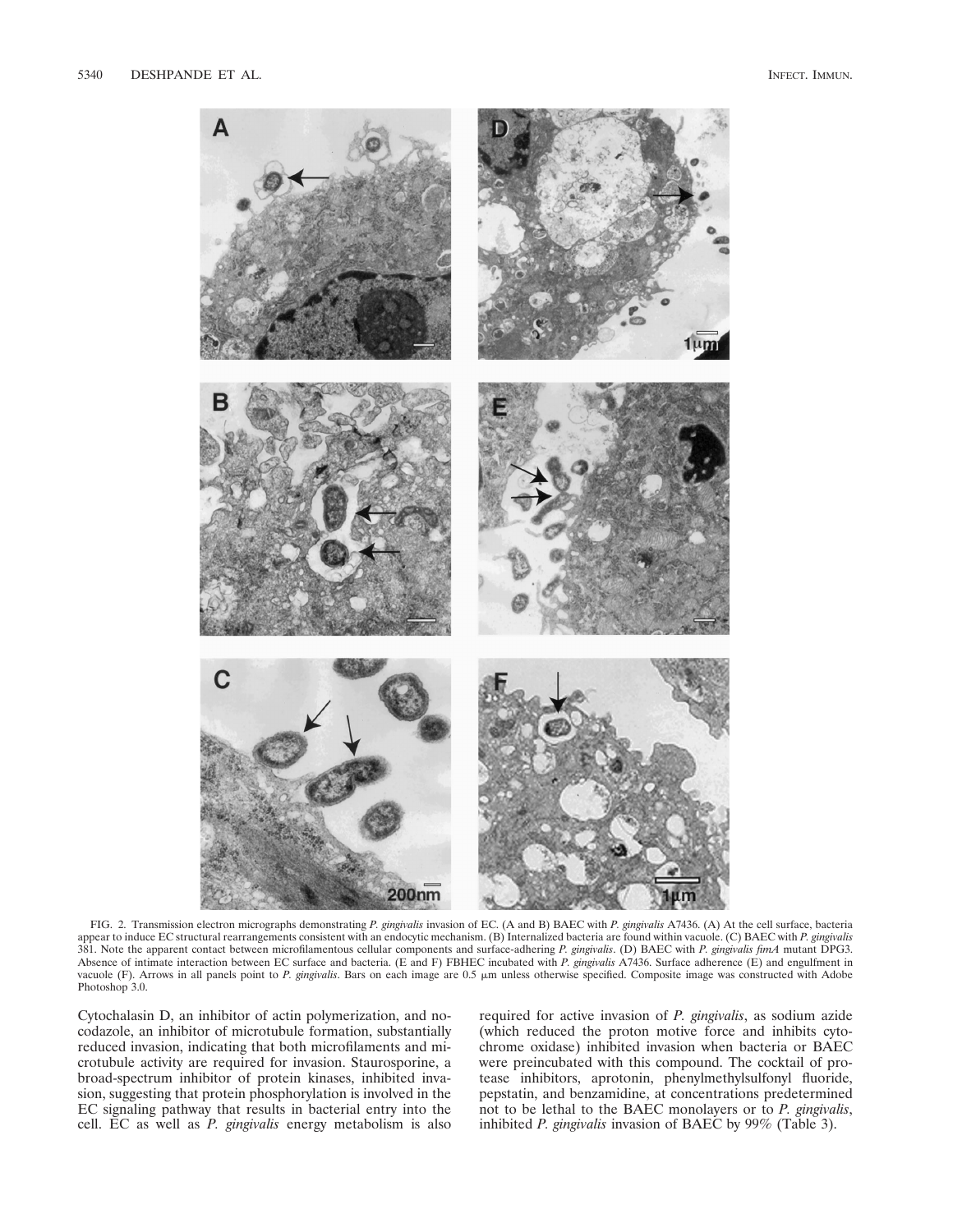FIG. 2. Transmission electron micrographs demonstrating *P. gingivalis* invasion of EC. (A and B) BAEC with *P. gingivalis* A7436. (A) At the cell surface, bacteria appear to induce EC structural rearrangements consistent with an endocytic mechanism. (B) Internalized bacteria are found within vacuole. (C) BAEC with *P. gingivalis* 381. Note the apparent contact between microfilamentous cellular components and surface-adhering *P. gingivalis*. (D) BAEC with *P. gingivalis fimA* mutant DPG3. Absence of intimate interaction between EC surface and bacteria. (E and F) FBHEC incubated with *P. gingivalis* A7436. Surface adherence (E) and engulfment in vacuole (F). Arrows in all panels point to *P. gingivalis*. Bars on each image are 0.5 μm unless otherwise specified. Composite image was constructed with Adobe Photoshop 3.0.

Cytochalasin D, an inhibitor of actin polymerization, and nocodazole, an inhibitor of microtubule formation, substantially reduced invasion, indicating that both microfilaments and microtubule activity are required for invasion. Staurosporine, a broad-spectrum inhibitor of protein kinases, inhibited invasion, suggesting that protein phosphorylation is involved in the EC signaling pathway that results in bacterial entry into the cell. EC as well as *P. gingivalis* energy metabolism is also required for active invasion of *P. gingivalis*, as sodium azide (which reduced the proton motive force and inhibits cytochrome oxidase) inhibited invasion when bacteria or BAEC were preincubated with this compound. The cocktail of protease inhibitors, aprotonin, phenylmethylsulfonyl fluoride, pepstatin, and benzamidine, at concentrations predetermined not to be lethal to the BAEC monolayers or to *P. gingivalis*, inhibited *P. gingivalis* invasion of BAEC by 99% (Table 3).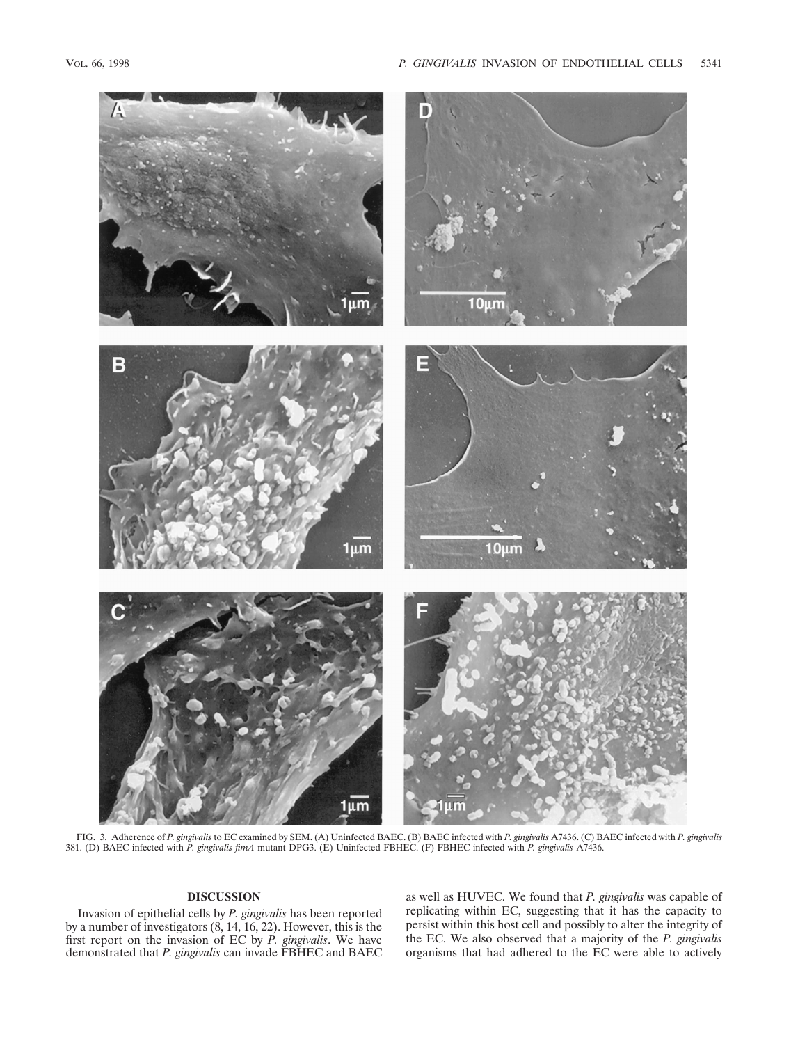FIG. 3. Adherence of *P. gingivalis* to EC examined by SEM. (A) Uninfected BAEC. (B) BAEC infected with *P. gingivalis* A7436. (C) BAEC infected with *P. gingivalis* 381. (D) BAEC infected with *P. gingivalis fimA* mutant DPG3. (E) Uninfected FBHEC. (F) FBHEC infected with *P. gingivalis* A7436.

## DISCUSSION

Invasion of epithelial cells by *P. gingivalis* has been reported by a number of investigators (8, 14, 16, 22). However, this is the first report on the invasion of EC by *P. gingivalis*. We have demonstrated that *P. gingivalis* can invade FBHEC and BAEC as well as HUVEC. We found that *P. gingivalis* was capable of replicating within EC, suggesting that it has the capacity to persist within this host cell and possibly to alter the integrity of the EC. We also observed that a majority of the *P. gingivalis* organisms that had adhered to the EC were able to actively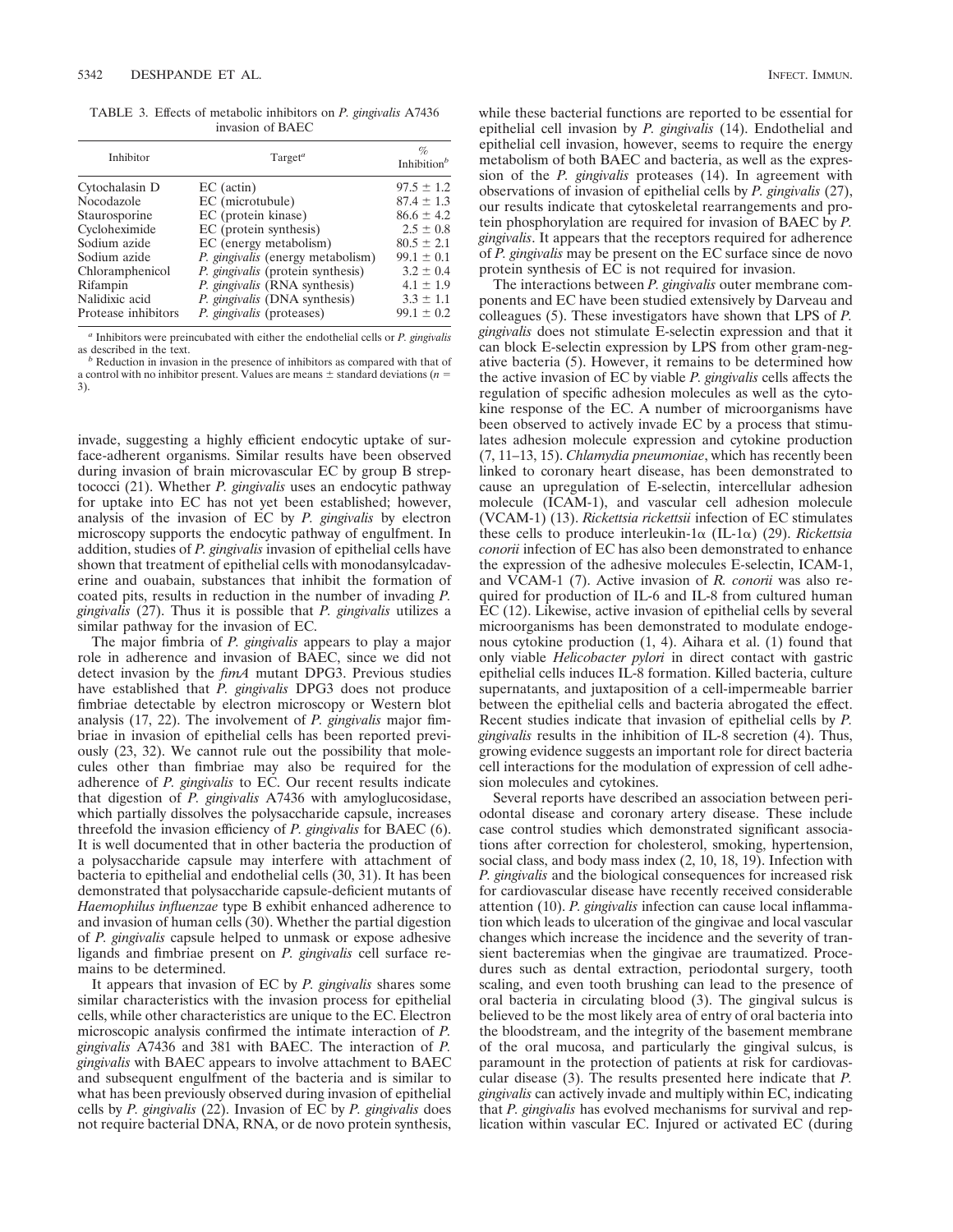TABLE 3. Effects of metabolic inhibitors on *P. gingivalis* A7436 invasion of BAEC

| Inhibitor | Target[a] | % Inhibition[b] |
|---|---|---|
| Cytochalasin D | EC (actin) | 97.5 ± 1.2 |
| Nocodazole | EC (microtubule) | 87.4 ± 1.3 |
| Staurosporine | EC (protein kinase) | 86.6 ± 4.2 |
| Cycloheximide | EC (protein synthesis) | 2.5 ± 0.8 |
| Sodium azide | EC (energy metabolism) | 80.5 ± 2.1 |
| Sodium azide | *P. gingivalis* (energy metabolism) | 99.1 ± 0.1 |
| Chloramphenicol | *P. gingivalis* (protein synthesis) | 3.2 ± 0.4 |
| Rifampin | *P. gingivalis* (RNA synthesis) | 4.1 ± 1.9 |
| Nalidixic acid | *P. gingivalis* (DNA synthesis) | 3.3 ± 1.1 |
| Protease inhibitors | *P. gingivalis* (proteases) | 99.1 ± 0.2 |

[a] Inhibitors were preincubated with either the endothelial cells or *P. gingivalis* as described in the text.

[b] Reduction in invasion in the presence of inhibitors as compared with that of a control with no inhibitor present. Values are means ± standard deviations ($n = 3$).

invade, suggesting a highly efficient endocytic uptake of surface-adherent organisms. Similar results have been observed during invasion of brain microvascular EC by group B streptococci (21). Whether *P. gingivalis* uses an endocytic pathway for uptake into EC has not yet been established; however, analysis of the invasion of EC by *P. gingivalis* by electron microscopy supports the endocytic pathway of engulfment. In addition, studies of *P. gingivalis* invasion of epithelial cells have shown that treatment of epithelial cells with monodansylcadaverine and ouabain, substances that inhibit the formation of coated pits, results in reduction in the number of invading *P. gingivalis* (27). Thus it is possible that *P. gingivalis* utilizes a similar pathway for the invasion of EC.

The major fimbria of *P. gingivalis* appears to play a major role in adherence and invasion of BAEC, since we did not detect invasion by the *fimA* mutant DPG3. Previous studies have established that *P. gingivalis* DPG3 does not produce fimbriae detectable by electron microscopy or Western blot analysis (17, 22). The involvement of *P. gingivalis* major fimbriae in invasion of epithelial cells has been reported previously (23, 32). We cannot rule out the possibility that molecules other than fimbriae may also be required for the adherence of *P. gingivalis* to EC. Our recent results indicate that digestion of *P. gingivalis* A7436 with amyloglucosidase, which partially dissolves the polysaccharide capsule, increases threefold the invasion efficiency of *P. gingivalis* for BAEC (6). It is well documented that in other bacteria the production of a polysaccharide capsule may interfere with attachment of bacteria to epithelial and endothelial cells (30, 31). It has been demonstrated that polysaccharide capsule-deficient mutants of *Haemophilus influenzae* type B exhibit enhanced adherence to and invasion of human cells (30). Whether the partial digestion of *P. gingivalis* capsule helped to unmask or expose adhesive ligands and fimbriae present on *P. gingivalis* cell surface remains to be determined.

It appears that invasion of EC by *P. gingivalis* shares some similar characteristics with the invasion process for epithelial cells, while other characteristics are unique to the EC. Electron microscopic analysis confirmed the intimate interaction of *P. gingivalis* A7436 and 381 with BAEC. The interaction of *P. gingivalis* with BAEC appears to involve attachment to BAEC and subsequent engulfment of the bacteria and is similar to what has been previously observed during invasion of epithelial cells by *P. gingivalis* (22). Invasion of EC by *P. gingivalis* does not require bacterial DNA, RNA, or de novo protein synthesis, while these bacterial functions are reported to be essential for epithelial cell invasion by *P. gingivalis* (14). Endothelial and epithelial cell invasion, however, seems to require the energy metabolism of both BAEC and bacteria, as well as the expression of the *P. gingivalis* proteases (14). In agreement with observations of invasion of epithelial cells by *P. gingivalis* (27), our results indicate that cytoskeletal rearrangements and protein phosphorylation are required for invasion of BAEC by *P. gingivalis*. It appears that the receptors required for adherence of *P. gingivalis* may be present on the EC surface since de novo protein synthesis of EC is not required for invasion.

The interactions between *P. gingivalis* outer membrane components and EC have been studied extensively by Darveau and colleagues (5). These investigators have shown that LPS of *P. gingivalis* does not stimulate E-selectin expression and that it can block E-selectin expression by LPS from other gram-negative bacteria (5). However, it remains to be determined how the active invasion of EC by viable *P. gingivalis* cells affects the regulation of specific adhesion molecules as well as the cytokine response of the EC. A number of microorganisms have been observed to actively invade EC by a process that stimulates adhesion molecule expression and cytokine production (7, 11–13, 15). *Chlamydia pneumoniae*, which has recently been linked to coronary heart disease, has been demonstrated to cause an upregulation of E-selectin, intercellular adhesion molecule (ICAM-1), and vascular cell adhesion molecule (VCAM-1) (13). *Rickettsia rickettsii* infection of EC stimulates these cells to produce interleukin-1α (IL-1α) (29). *Rickettsia conorii* infection of EC has also been demonstrated to enhance the expression of the adhesive molecules E-selectin, ICAM-1, and VCAM-1 (7). Active invasion of *R. conorii* was also required for production of IL-6 and IL-8 from cultured human EC (12). Likewise, active invasion of epithelial cells by several microorganisms has been demonstrated to modulate endogenous cytokine production (1, 4). Aihara et al. (1) found that only viable *Helicobacter pylori* in direct contact with gastric epithelial cells induces IL-8 formation. Killed bacteria, culture supernatants, and juxtaposition of a cell-impermeable barrier between the epithelial cells and bacteria abrogated the effect. Recent studies indicate that invasion of epithelial cells by *P. gingivalis* results in the inhibition of IL-8 secretion (4). Thus, growing evidence suggests an important role for direct bacteria cell interactions for the modulation of expression of cell adhesion molecules and cytokines.

Several reports have described an association between periodontal disease and coronary artery disease. These include case control studies which demonstrated significant associations after correction for cholesterol, smoking, hypertension, social class, and body mass index (2, 10, 18, 19). Infection with *P. gingivalis* and the biological consequences for increased risk for cardiovascular disease have recently received considerable attention (10). *P. gingivalis* infection can cause local inflammation which leads to ulceration of the gingivae and local vascular changes which increase the incidence and the severity of transient bacteremias when the gingivae are traumatized. Procedures such as dental extraction, periodontal surgery, tooth scaling, and even tooth brushing can lead to the presence of oral bacteria in circulating blood (3). The gingival sulcus is believed to be the most likely area of entry of oral bacteria into the bloodstream, and the integrity of the basement membrane of the oral mucosa, and particularly the gingival sulcus, is paramount in the protection of patients at risk for cardiovascular disease (3). The results presented here indicate that *P. gingivalis* can actively invade and multiply within EC, indicating that *P. gingivalis* has evolved mechanisms for survival and replication within vascular EC. Injured or activated EC (during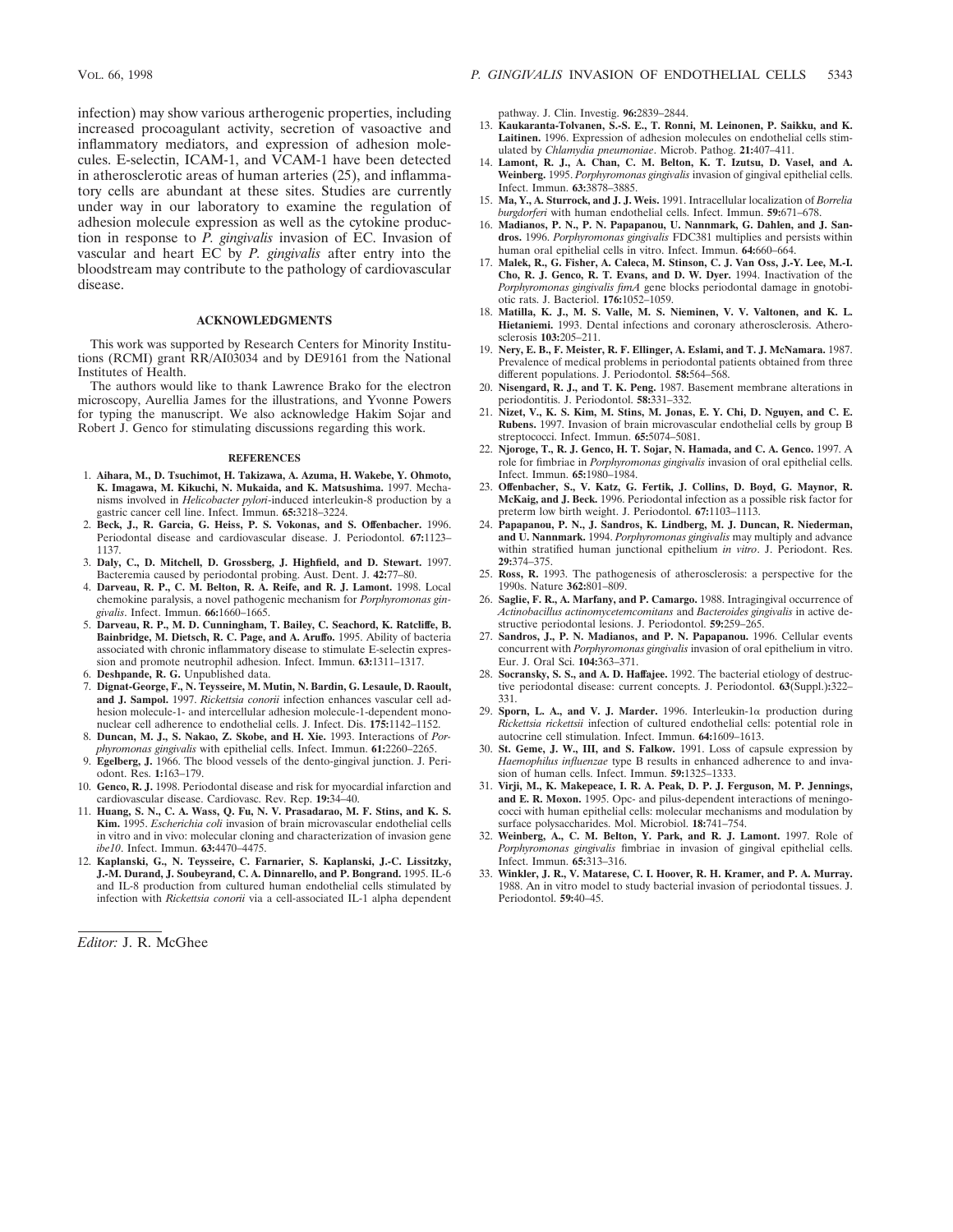infection) may show various artherogenic properties, including increased procoagulant activity, secretion of vasoactive and inflammatory mediators, and expression of adhesion molecules. E-selectin, ICAM-1, and VCAM-1 have been detected in atherosclerotic areas of human arteries (25), and inflammatory cells are abundant at these sites. Studies are currently under way in our laboratory to examine the regulation of adhesion molecule expression as well as the cytokine production in response to *P. gingivalis* invasion of EC. Invasion of vascular and heart EC by *P. gingivalis* after entry into the bloodstream may contribute to the pathology of cardiovascular disease.

## ACKNOWLEDGMENTS

This work was supported by Research Centers for Minority Institutions (RCMI) grant RR/AI03034 and by DE9161 from the National Institutes of Health.

The authors would like to thank Lawrence Brako for the electron microscopy, Aurellia James for the illustrations, and Yvonne Powers for typing the manuscript. We also acknowledge Hakim Sojar and Robert J. Genco for stimulating discussions regarding this work.

## REFERENCES

1. **Aihara, M., D. Tsuchimot, H. Takizawa, A. Azuma, H. Wakebe, Y. Ohmoto, K. Imagawa, M. Kikuchi, N. Mukaida, and K. Matsushima.** 1997. Mechanisms involved in *Helicobacter pylori*-induced interleukin-8 production by a gastric cancer cell line. Infect. Immun. **65:**3218–3224.
2. **Beck, J., R. Garcia, G. Heiss, P. S. Vokonas, and S. Offenbacher.** 1996. Periodontal disease and cardiovascular disease. J. Periodontol. **67:**1123–1137.
3. **Daly, C., D. Mitchell, D. Grossberg, J. Highfield, and D. Stewart.** 1997. Bacteremia caused by periodontal probing. Aust. Dent. J. **42:**77–80.
4. **Darveau, R. P., C. M. Belton, R. A. Reife, and R. J. Lamont.** 1998. Local chemokine paralysis, a novel pathogenic mechanism for *Porphyromonas gingivalis*. Infect. Immun. **66:**1660–1665.
5. **Darveau, R. P., M. D. Cunningham, T. Bailey, C. Seachord, K. Ratcliffe, B. Bainbridge, M. Dietsch, R. C. Page, and A. Aruffo.** 1995. Ability of bacteria associated with chronic inflammatory disease to stimulate E-selectin expression and promote neutrophil adhesion. Infect. Immun. **63:**1311–1317.
6. **Deshpande, R. G.** Unpublished data.
7. **Dignat-George, F., N. Teysseire, M. Mutin, N. Bardin, G. Lesaule, D. Raoult, and J. Sampol.** 1997. *Rickettsia conorii* infection enhances vascular cell adhesion molecule-1- and intercellular adhesion molecule-1-dependent mononuclear cell adherence to endothelial cells. J. Infect. Dis. **175:**1142–1152.
8. **Duncan, M. J., S. Nakao, Z. Skobe, and H. Xie.** 1993. Interactions of *Porphyromonas gingivalis* with epithelial cells. Infect. Immun. **61:**2260–2265.
9. **Egelberg, J.** 1966. The blood vessels of the dento-gingival junction. J. Periodont. Res. **1:**163–179.
10. **Genco, R. J.** 1998. Periodontal disease and risk for myocardial infarction and cardiovascular disease. Cardiovasc. Rev. Rep. **19:**34–40.
11. **Huang, S. N., C. A. Wass, Q. Fu, N. V. Prasadarao, M. F. Stins, and K. S. Kim.** 1995. *Escherichia coli* invasion of brain microvascular endothelial cells in vitro and in vivo: molecular cloning and characterization of invasion gene *ibe10*. Infect. Immun. **63:**4470–4475.
12. **Kaplanski, G., N. Teysseire, C. Farnarier, S. Kaplanski, J.-C. Lissitzky, J.-M. Durand, J. Soubeyrand, C. A. Dinnarello, and P. Bongrand.** 1995. IL-6 and IL-8 production from cultured human endothelial cells stimulated by infection with *Rickettsia conorii* via a cell-associated IL-1 alpha dependent pathway. J. Clin. Investig. **96:**2839–2844.
13. **Kaukaranta-Tolvanen, S.-S. E., T. Ronni, M. Leinonen, P. Saikku, and K. Laitinen.** 1996. Expression of adhesion molecules on endothelial cells stimulated by *Chlamydia pneumoniae*. Microb. Pathog. **21:**407–411.
14. **Lamont, R. J., A. Chan, C. M. Belton, K. T. Izutsu, D. Vasel, and A. Weinberg.** 1995. *Porphyromonas gingivalis* invasion of gingival epithelial cells. Infect. Immun. **63:**3878–3885.
15. **Ma, Y., A. Sturrock, and J. J. Weis.** 1991. Intracellular localization of *Borrelia burgdorferi* with human endothelial cells. Infect. Immun. **59:**671–678.
16. **Madianos, P. N., P. N. Papapanou, U. Nannmark, G. Dahlen, and J. Sandros.** 1996. *Porphyromonas gingivalis* FDC381 multiplies and persists within human oral epithelial cells in vitro. Infect. Immun. **64:**660–664.
17. **Malek, R., G. Fisher, A. Caleca, M. Stinson, C. J. Van Oss, J.-Y. Lee, M.-I. Cho, R. J. Genco, R. T. Evans, and D. W. Dyer.** 1994. Inactivation of the *Porphyromonas gingivalis fimA* gene blocks periodontal damage in gnotobiotic rats. J. Bacteriol. **176:**1052–1059.
18. **Matilla, K. J., M. S. Valle, M. S. Nieminen, V. V. Valtonen, and K. L. Hietaniemi.** 1993. Dental infections and coronary atherosclerosis. Atherosclerosis **103:**205–211.
19. **Nery, E. B., F. Meister, R. F. Ellinger, A. Eslami, and T. J. McNamara.** 1987. Prevalence of medical problems in periodontal patients obtained from three different populations. J. Periodontol. **58:**564–568.
20. **Nisengard, R. J., and T. K. Peng.** 1987. Basement membrane alterations in periodontitis. J. Periodontol. **58:**331–332.
21. **Nizet, V., K. S. Kim, M. Stins, M. Jonas, E. Y. Chi, D. Nguyen, and C. E. Rubens.** 1997. Invasion of brain microvascular endothelial cells by group B streptococci. Infect. Immun. **65:**5074–5081.
22. **Njoroge, T., R. J. Genco, H. T. Sojar, N. Hamada, and C. A. Genco.** 1997. A role for fimbriae in *Porphyromonas gingivalis* invasion of oral epithelial cells. Infect. Immun. **65:**1980–1984.
23. **Offenbacher, S., V. Katz, G. Fertik, J. Collins, D. Boyd, G. Maynor, R. McKaig, and J. Beck.** 1996. Periodontal infection as a possible risk factor for preterm low birth weight. J. Periodontol. **67:**1103–1113.
24. **Papapanou, P. N., J. Sandros, K. Lindberg, M. J. Duncan, R. Niederman, and U. Nannmark.** 1994. *Porphyromonas gingivalis* may multiply and advance within stratified human junctional epithelium *in vitro*. J. Periodont. Res. **29:**374–375.
25. **Ross, R.** 1993. The pathogenesis of atherosclerosis: a perspective for the 1990s. Nature **362:**801–809.
26. **Saglie, F. R., A. Marfany, and P. Camargo.** 1988. Intragingival occurrence of *Actinobacillus actinomycetemcomitans* and *Bacteroides gingivalis* in active destructive periodontal lesions. J. Periodontol. **59:**259–265.
27. **Sandros, J., P. N. Madianos, and P. N. Papapanou.** 1996. Cellular events concurrent with *Porphyromonas gingivalis* invasion of oral epithelium in vitro. Eur. J. Oral Sci. **104:**363–371.
28. **Socransky, S. S., and A. D. Haffajee.** 1992. The bacterial etiology of destructive periodontal disease: current concepts. J. Periodontol. **63**(Suppl.)**:**322–331.
29. **Sporn, L. A., and V. J. Marder.** 1996. Interleukin-1α production during *Rickettsia rickettsii* infection of cultured endothelial cells: potential role in autocrine cell stimulation. Infect. Immun. **64:**1609–1613.
30. **St. Geme, J. W., III, and S. Falkow.** 1991. Loss of capsule expression by *Haemophilus influenzae* type B results in enhanced adherence to and invasion of human cells. Infect. Immun. **59:**1325–1333.
31. **Virji, M., K. Makepeace, I. R. A. Peak, D. P. J. Ferguson, M. P. Jennings, and E. R. Moxon.** 1995. Opc- and pilus-dependent interactions of meningococci with human epithelial cells: molecular mechanisms and modulation by surface polysaccharides. Mol. Microbiol. **18:**741–754.
32. **Weinberg, A., C. M. Belton, Y. Park, and R. J. Lamont.** 1997. Role of *Porphyromonas gingivalis* fimbriae in invasion of gingival epithelial cells. Infect. Immun. **65:**313–316.
33. **Winkler, J. R., V. Matarese, C. I. Hoover, R. H. Kramer, and P. A. Murray.** 1988. An in vitro model to study bacterial invasion of periodontal tissues. J. Periodontol. **59:**40–45.

*Editor:* J. R. McGhee